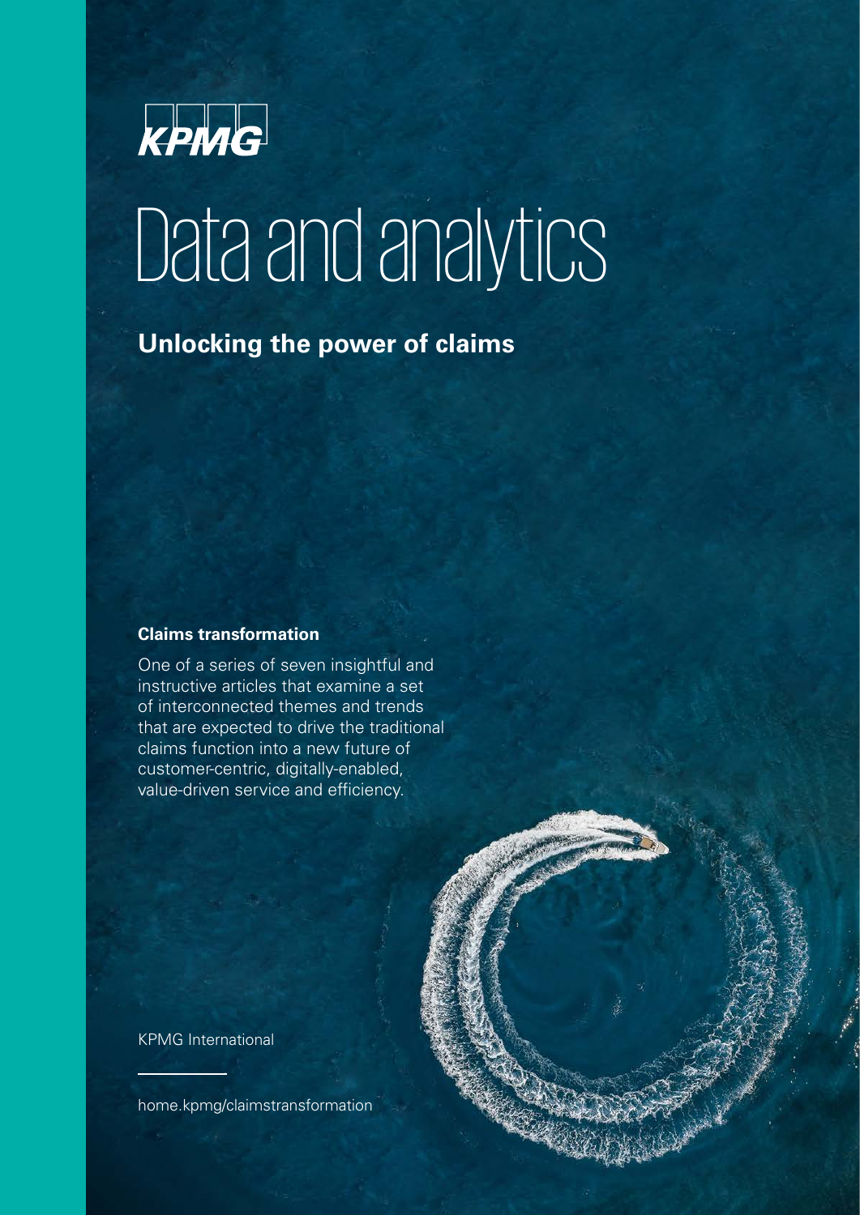KPMG

# Data and analytics

## Unlocking the power of claims

**Claims transformation**

One of a series of seven insightful and instructive articles that examine a set of interconnected themes and trends that are expected to drive the traditional claims function into a new future of customer-centric, digitally-enabled, value-driven service and efficiency.

KPMG International

home.kpmg/claimstransformation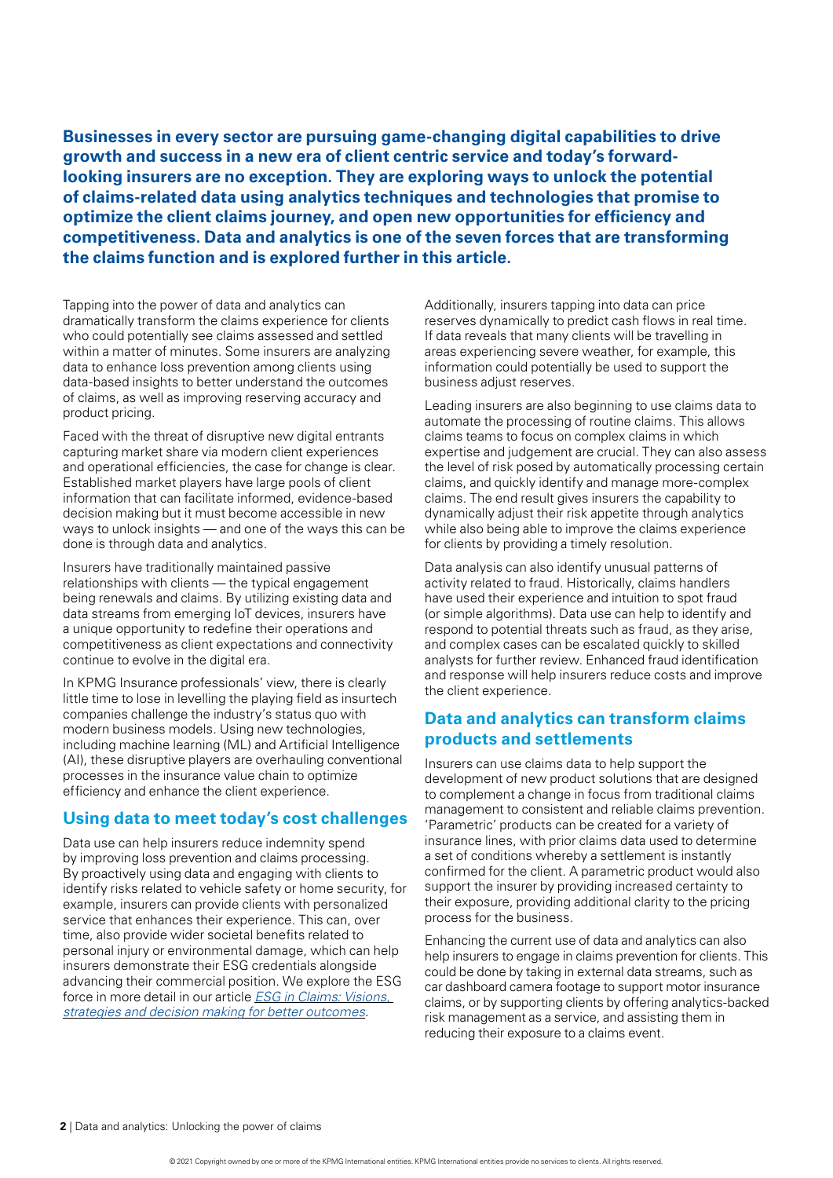**Businesses in every sector are pursuing game-changing digital capabilities to drive growth and success in a new era of client centric service and today's forward-looking insurers are no exception. They are exploring ways to unlock the potential of claims-related data using analytics techniques and technologies that promise to optimize the client claims journey, and open new opportunities for efficiency and competitiveness. Data and analytics is one of the seven forces that are transforming the claims function and is explored further in this article.**

Tapping into the power of data and analytics can dramatically transform the claims experience for clients who could potentially see claims assessed and settled within a matter of minutes. Some insurers are analyzing data to enhance loss prevention among clients using data-based insights to better understand the outcomes of claims, as well as improving reserving accuracy and product pricing.

Faced with the threat of disruptive new digital entrants capturing market share via modern client experiences and operational efficiencies, the case for change is clear. Established market players have large pools of client information that can facilitate informed, evidence-based decision making but it must become accessible in new ways to unlock insights — and one of the ways this can be done is through data and analytics.

Insurers have traditionally maintained passive relationships with clients — the typical engagement being renewals and claims. By utilizing existing data and data streams from emerging IoT devices, insurers have a unique opportunity to redefine their operations and competitiveness as client expectations and connectivity continue to evolve in the digital era.

In KPMG Insurance professionals' view, there is clearly little time to lose in levelling the playing field as insurtech companies challenge the industry's status quo with modern business models. Using new technologies, including machine learning (ML) and Artificial Intelligence (AI), these disruptive players are overhauling conventional processes in the insurance value chain to optimize efficiency and enhance the client experience.

## Using data to meet today's cost challenges

Data use can help insurers reduce indemnity spend by improving loss prevention and claims processing. By proactively using data and engaging with clients to identify risks related to vehicle safety or home security, for example, insurers can provide clients with personalized service that enhances their experience. This can, over time, also provide wider societal benefits related to personal injury or environmental damage, which can help insurers demonstrate their ESG credentials alongside advancing their commercial position. We explore the ESG force in more detail in our article *ESG in Claims: Visions, strategies and decision making for better outcomes*.

Additionally, insurers tapping into data can price reserves dynamically to predict cash flows in real time. If data reveals that many clients will be travelling in areas experiencing severe weather, for example, this information could potentially be used to support the business adjust reserves.

Leading insurers are also beginning to use claims data to automate the processing of routine claims. This allows claims teams to focus on complex claims in which expertise and judgement are crucial. They can also assess the level of risk posed by automatically processing certain claims, and quickly identify and manage more-complex claims. The end result gives insurers the capability to dynamically adjust their risk appetite through analytics while also being able to improve the claims experience for clients by providing a timely resolution.

Data analysis can also identify unusual patterns of activity related to fraud. Historically, claims handlers have used their experience and intuition to spot fraud (or simple algorithms). Data use can help to identify and respond to potential threats such as fraud, as they arise, and complex cases can be escalated quickly to skilled analysts for further review. Enhanced fraud identification and response will help insurers reduce costs and improve the client experience.

## Data and analytics can transform claims products and settlements

Insurers can use claims data to help support the development of new product solutions that are designed to complement a change in focus from traditional claims management to consistent and reliable claims prevention. 'Parametric' products can be created for a variety of insurance lines, with prior claims data used to determine a set of conditions whereby a settlement is instantly confirmed for the client. A parametric product would also support the insurer by providing increased certainty to their exposure, providing additional clarity to the pricing process for the business.

Enhancing the current use of data and analytics can also help insurers to engage in claims prevention for clients. This could be done by taking in external data streams, such as car dashboard camera footage to support motor insurance claims, or by supporting clients by offering analytics-backed risk management as a service, and assisting them in reducing their exposure to a claims event.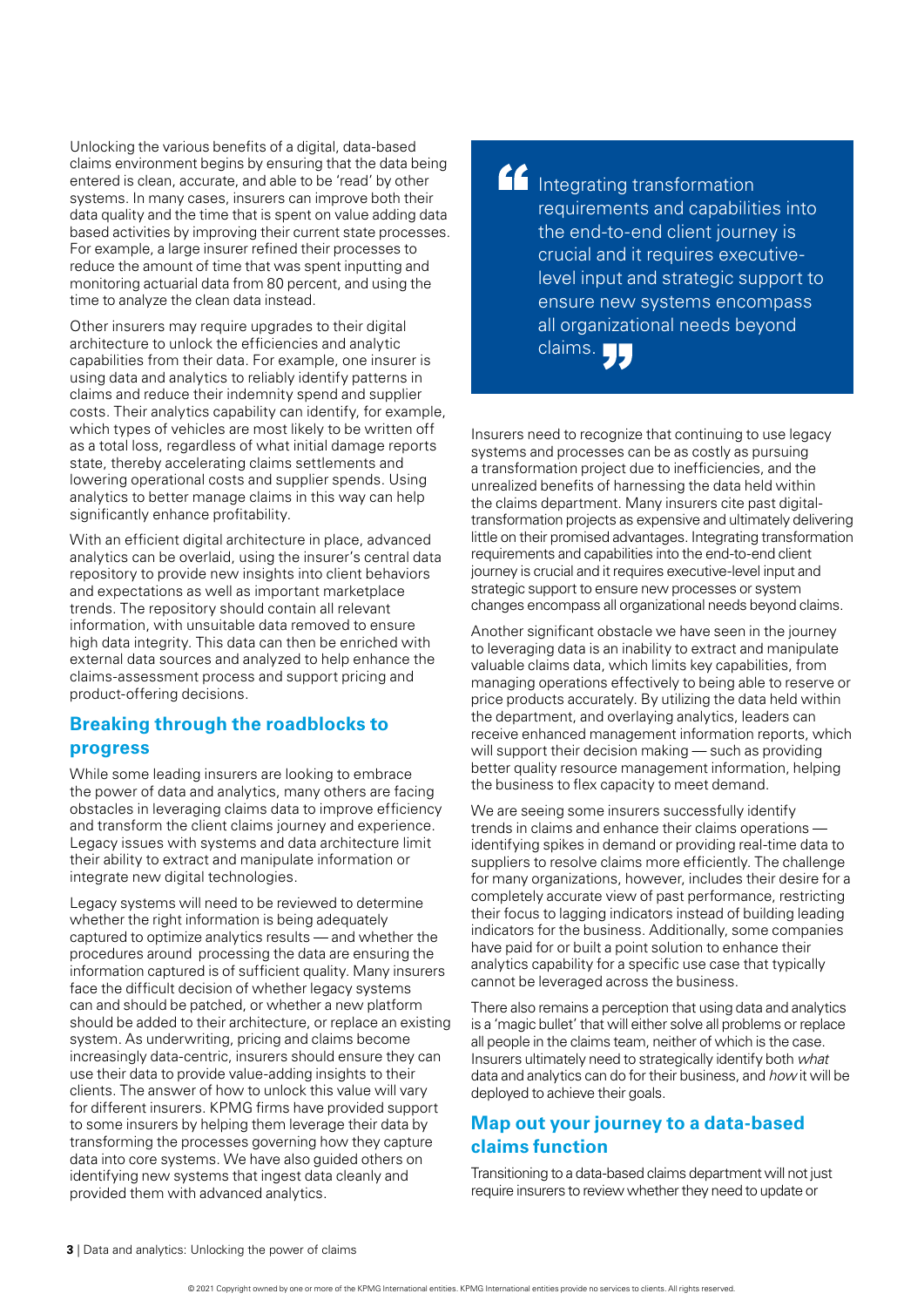Unlocking the various benefits of a digital, data-based claims environment begins by ensuring that the data being entered is clean, accurate, and able to be 'read' by other systems. In many cases, insurers can improve both their data quality and the time that is spent on value adding data based activities by improving their current state processes. For example, a large insurer refined their processes to reduce the amount of time that was spent inputting and monitoring actuarial data from 80 percent, and using the time to analyze the clean data instead.

Other insurers may require upgrades to their digital architecture to unlock the efficiencies and analytic capabilities from their data. For example, one insurer is using data and analytics to reliably identify patterns in claims and reduce their indemnity spend and supplier costs. Their analytics capability can identify, for example, which types of vehicles are most likely to be written off as a total loss, regardless of what initial damage reports state, thereby accelerating claims settlements and lowering operational costs and supplier spends. Using analytics to better manage claims in this way can help significantly enhance profitability.

With an efficient digital architecture in place, advanced analytics can be overlaid, using the insurer's central data repository to provide new insights into client behaviors and expectations as well as important marketplace trends. The repository should contain all relevant information, with unsuitable data removed to ensure high data integrity. This data can then be enriched with external data sources and analyzed to help enhance the claims-assessment process and support pricing and product-offering decisions.

## Breaking through the roadblocks to progress

While some leading insurers are looking to embrace the power of data and analytics, many others are facing obstacles in leveraging claims data to improve efficiency and transform the client claims journey and experience. Legacy issues with systems and data architecture limit their ability to extract and manipulate information or integrate new digital technologies.

Legacy systems will need to be reviewed to determine whether the right information is being adequately captured to optimize analytics results — and whether the procedures around processing the data are ensuring the information captured is of sufficient quality. Many insurers face the difficult decision of whether legacy systems can and should be patched, or whether a new platform should be added to their architecture, or replace an existing system. As underwriting, pricing and claims become increasingly data-centric, insurers should ensure they can use their data to provide value-adding insights to their clients. The answer of how to unlock this value will vary for different insurers. KPMG firms have provided support to some insurers by helping them leverage their data by transforming the processes governing how they capture data into core systems. We have also guided others on identifying new systems that ingest data cleanly and provided them with advanced analytics.

> "Integrating transformation requirements and capabilities into the end-to-end client journey is crucial and it requires executive-level input and strategic support to ensure new systems encompass all organizational needs beyond claims."

Insurers need to recognize that continuing to use legacy systems and processes can be as costly as pursuing a transformation project due to inefficiencies, and the unrealized benefits of harnessing the data held within the claims department. Many insurers cite past digital-transformation projects as expensive and ultimately delivering little on their promised advantages. Integrating transformation requirements and capabilities into the end-to-end client journey is crucial and it requires executive-level input and strategic support to ensure new processes or system changes encompass all organizational needs beyond claims.

Another significant obstacle we have seen in the journey to leveraging data is an inability to extract and manipulate valuable claims data, which limits key capabilities, from managing operations effectively to being able to reserve or price products accurately. By utilizing the data held within the department, and overlaying analytics, leaders can receive enhanced management information reports, which will support their decision making — such as providing better quality resource management information, helping the business to flex capacity to meet demand.

We are seeing some insurers successfully identify trends in claims and enhance their claims operations — identifying spikes in demand or providing real-time data to suppliers to resolve claims more efficiently. The challenge for many organizations, however, includes their desire for a completely accurate view of past performance, restricting their focus to lagging indicators instead of building leading indicators for the business. Additionally, some companies have paid for or built a point solution to enhance their analytics capability for a specific use case that typically cannot be leveraged across the business.

There also remains a perception that using data and analytics is a 'magic bullet' that will either solve all problems or replace all people in the claims team, neither of which is the case. Insurers ultimately need to strategically identify both *what* data and analytics can do for their business, and *how* it will be deployed to achieve their goals.

## Map out your journey to a data-based claims function

Transitioning to a data-based claims department will not just require insurers to review whether they need to update or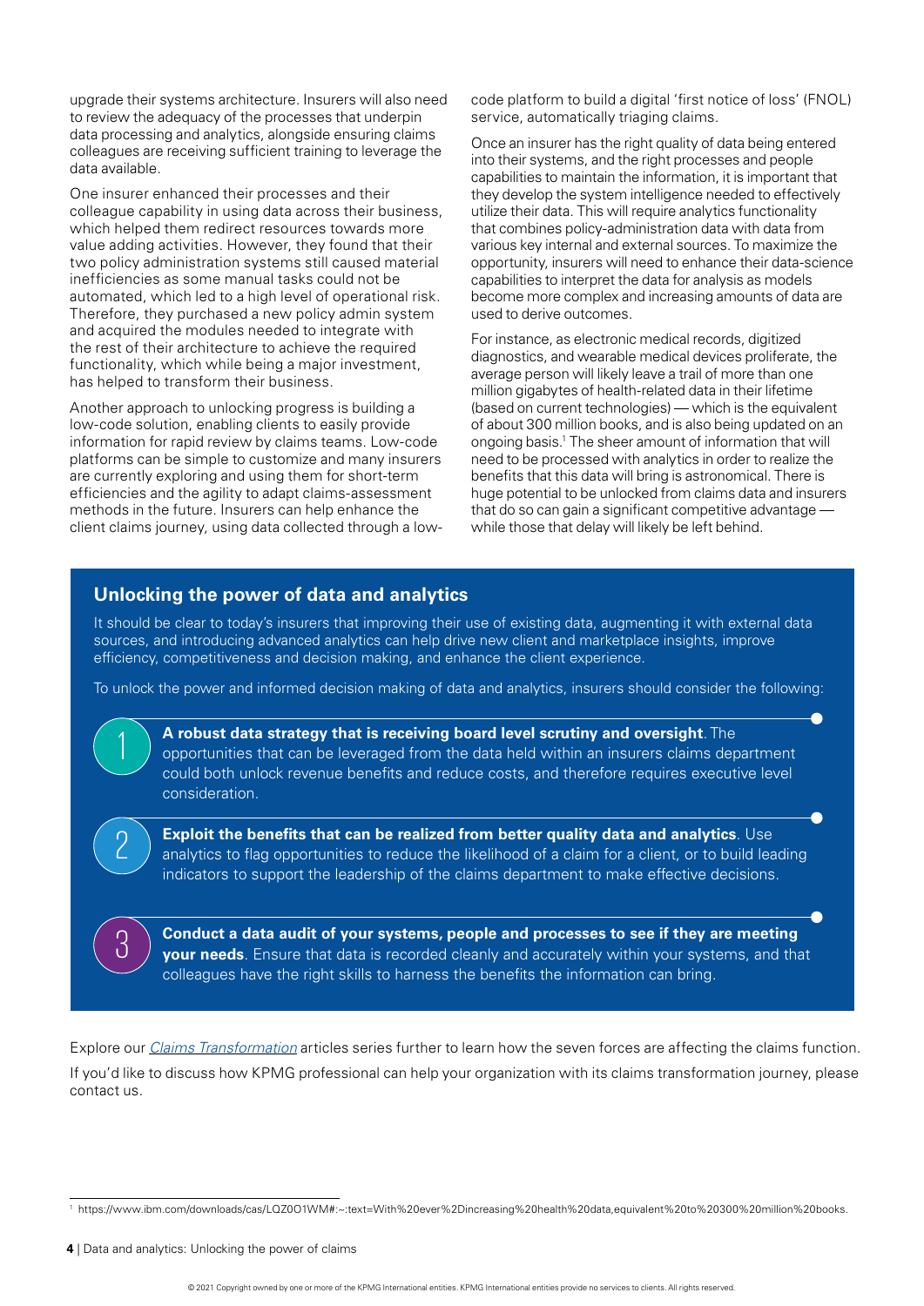upgrade their systems architecture. Insurers will also need to review the adequacy of the processes that underpin data processing and analytics, alongside ensuring claims colleagues are receiving sufficient training to leverage the data available.

One insurer enhanced their processes and their colleague capability in using data across their business, which helped them redirect resources towards more value adding activities. However, they found that their two policy administration systems still caused material inefficiencies as some manual tasks could not be automated, which led to a high level of operational risk. Therefore, they purchased a new policy admin system and acquired the modules needed to integrate with the rest of their architecture to achieve the required functionality, which while being a major investment, has helped to transform their business.

Another approach to unlocking progress is building a low-code solution, enabling clients to easily provide information for rapid review by claims teams. Low-code platforms can be simple to customize and many insurers are currently exploring and using them for short-term efficiencies and the agility to adapt claims-assessment methods in the future. Insurers can help enhance the client claims journey, using data collected through a low-code platform to build a digital 'first notice of loss' (FNOL) service, automatically triaging claims.

Once an insurer has the right quality of data being entered into their systems, and the right processes and people capabilities to maintain the information, it is important that they develop the system intelligence needed to effectively utilize their data. This will require analytics functionality that combines policy-administration data with data from various key internal and external sources. To maximize the opportunity, insurers will need to enhance their data-science capabilities to interpret the data for analysis as models become more complex and increasing amounts of data are used to derive outcomes.

For instance, as electronic medical records, digitized diagnostics, and wearable medical devices proliferate, the average person will likely leave a trail of more than one million gigabytes of health-related data in their lifetime (based on current technologies) — which is the equivalent of about 300 million books, and is also being updated on an ongoing basis.[1] The sheer amount of information that will need to be processed with analytics in order to realize the benefits that this data will bring is astronomical. There is huge potential to be unlocked from claims data and insurers that do so can gain a significant competitive advantage — while those that delay will likely be left behind.

## Unlocking the power of data and analytics

It should be clear to today's insurers that improving their use of existing data, augmenting it with external data sources, and introducing advanced analytics can help drive new client and marketplace insights, improve efficiency, competitiveness and decision making, and enhance the client experience.

To unlock the power and informed decision making of data and analytics, insurers should consider the following:

1. **A robust data strategy that is receiving board level scrutiny and oversight**. The opportunities that can be leveraged from the data held within an insurers claims department could both unlock revenue benefits and reduce costs, and therefore requires executive level consideration.

2. **Exploit the benefits that can be realized from better quality data and analytics**. Use analytics to flag opportunities to reduce the likelihood of a claim for a client, or to build leading indicators to support the leadership of the claims department to make effective decisions.

3. **Conduct a data audit of your systems, people and processes to see if they are meeting your needs**. Ensure that data is recorded cleanly and accurately within your systems, and that colleagues have the right skills to harness the benefits the information can bring.

Explore our *Claims Transformation* articles series further to learn how the seven forces are affecting the claims function.

If you'd like to discuss how KPMG professional can help your organization with its claims transformation journey, please contact us.

[1] https://www.ibm.com/downloads/cas/LQZ0O1WM#:~:text=With%20ever%2Dincreasing%20health%20data,equivalent%20to%20300%20million%20books.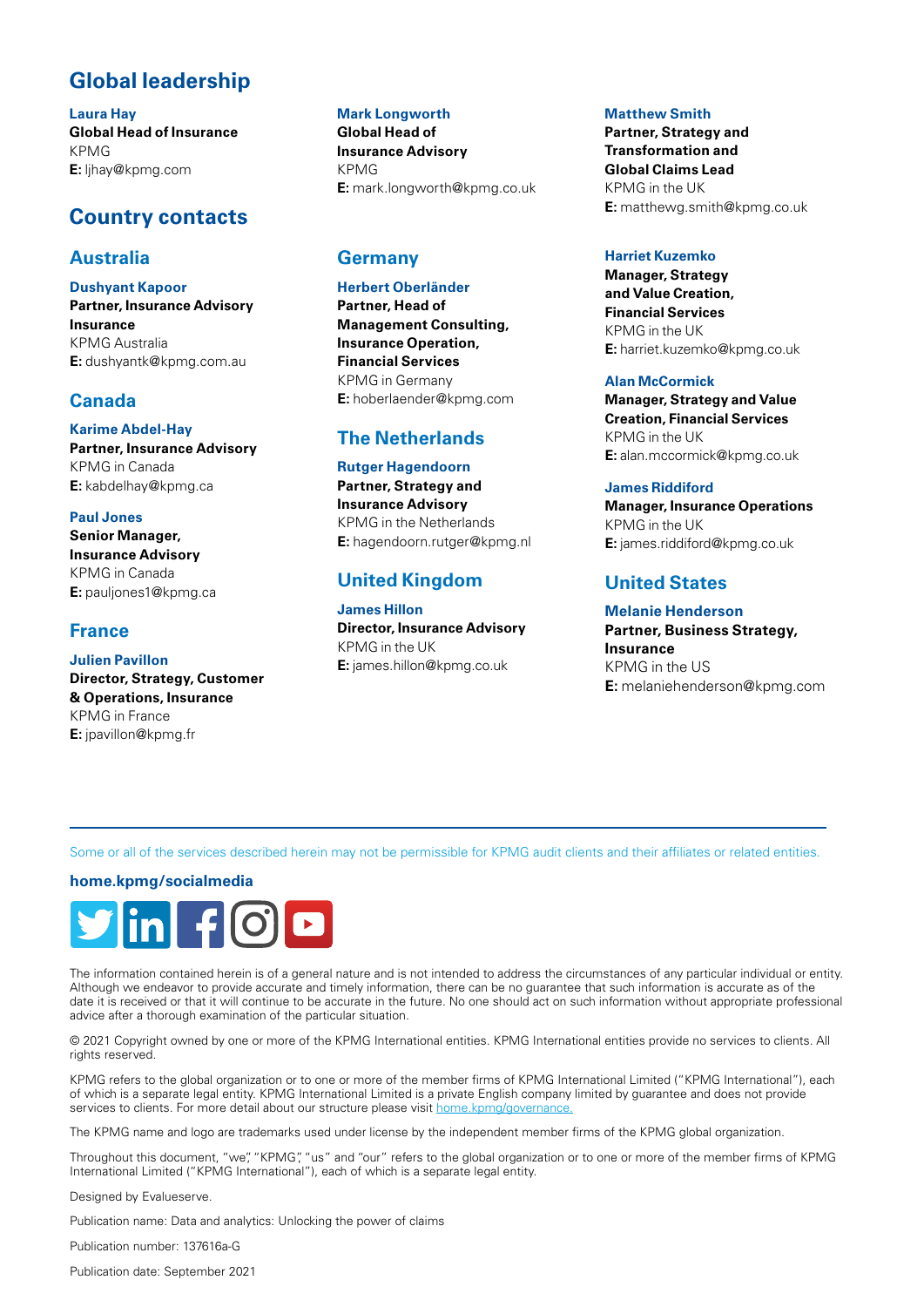## Global leadership

**Laura Hay**
**Global Head of Insurance**
KPMG
**E:** ljhay@kpmg.com

**Mark Longworth**
**Global Head of Insurance Advisory**
KPMG
**E:** mark.longworth@kpmg.co.uk

**Matthew Smith**
**Partner, Strategy and Transformation and Global Claims Lead**
KPMG in the UK
**E:** matthewg.smith@kpmg.co.uk

## Country contacts

### Australia

**Dushyant Kapoor**
**Partner, Insurance Advisory Insurance**
KPMG Australia
**E:** dushyantk@kpmg.com.au

### Canada

**Karime Abdel-Hay**
**Partner, Insurance Advisory**
KPMG in Canada
**E:** kabdelhay@kpmg.ca

**Paul Jones**
**Senior Manager, Insurance Advisory**
KPMG in Canada
**E:** pauljones1@kpmg.ca

### France

**Julien Pavillon**
**Director, Strategy, Customer & Operations, Insurance**
KPMG in France
**E:** jpavillon@kpmg.fr

### Germany

**Herbert Oberländer**
**Partner, Head of Management Consulting, Insurance Operation, Financial Services**
KPMG in Germany
**E:** hoberlaender@kpmg.com

### The Netherlands

**Rutger Hagendoorn**
**Partner, Strategy and Insurance Advisory**
KPMG in the Netherlands
**E:** hagendoorn.rutger@kpmg.nl

### United Kingdom

**James Hillon**
**Director, Insurance Advisory**
KPMG in the UK
**E:** james.hillon@kpmg.co.uk

**Harriet Kuzemko**
**Manager, Strategy and Value Creation, Financial Services**
KPMG in the UK
**E:** harriet.kuzemko@kpmg.co.uk

**Alan McCormick**
**Manager, Strategy and Value Creation, Financial Services**
KPMG in the UK
**E:** alan.mccormick@kpmg.co.uk

**James Riddiford**
**Manager, Insurance Operations**
KPMG in the UK
**E:** james.riddiford@kpmg.co.uk

### United States

**Melanie Henderson**
**Partner, Business Strategy, Insurance**
KPMG in the US
**E:** melaniehenderson@kpmg.com

---

Some or all of the services described herein may not be permissible for KPMG audit clients and their affiliates or related entities.

**home.kpmg/socialmedia**

The information contained herein is of a general nature and is not intended to address the circumstances of any particular individual or entity. Although we endeavor to provide accurate and timely information, there can be no guarantee that such information is accurate as of the date it is received or that it will continue to be accurate in the future. No one should act on such information without appropriate professional advice after a thorough examination of the particular situation.

© 2021 Copyright owned by one or more of the KPMG International entities. KPMG International entities provide no services to clients. All rights reserved.

KPMG refers to the global organization or to one or more of the member firms of KPMG International Limited ("KPMG International"), each of which is a separate legal entity. KPMG International Limited is a private English company limited by guarantee and does not provide services to clients. For more detail about our structure please visit home.kpmg/governance.

The KPMG name and logo are trademarks used under license by the independent member firms of the KPMG global organization.

Throughout this document, "we", "KPMG", "us" and "our" refers to the global organization or to one or more of the member firms of KPMG International Limited ("KPMG International"), each of which is a separate legal entity.

Designed by Evalueserve.

Publication name: Data and analytics: Unlocking the power of claims

Publication number: 137616a-G

Publication date: September 2021